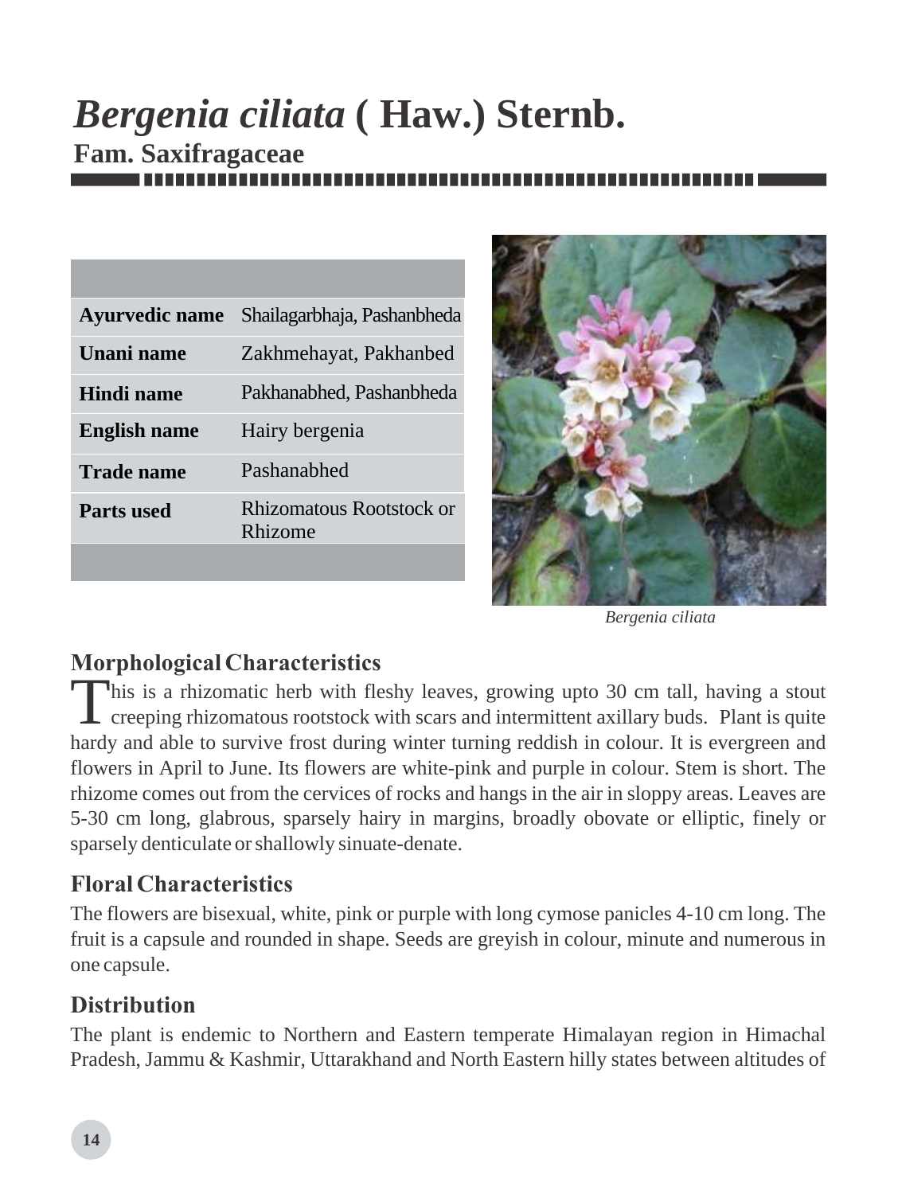# *Bergenia ciliata* ( Haw.) Sternb.

**Fam. Saxifragaceae**

| | |
|---|---|
| **Ayurvedic name** | Shailagarbhaja, Pashanbheda |
| **Unani name** | Zakhmehayat, Pakhanbed |
| **Hindi name** | Pakhanabhed, Pashanbheda |
| **English name** | Hairy bergenia |
| **Trade name** | Pashanabhed |
| **Parts used** | Rhizomatous Rootstock or Rhizome |

*Bergenia ciliata*

## Morphological Characteristics

This is a rhizomatic herb with fleshy leaves, growing upto 30 cm tall, having a stout creeping rhizomatous rootstock with scars and intermittent axillary buds. Plant is quite hardy and able to survive frost during winter turning reddish in colour. It is evergreen and flowers in April to June. Its flowers are white-pink and purple in colour. Stem is short. The rhizome comes out from the cervices of rocks and hangs in the air in sloppy areas. Leaves are 5-30 cm long, glabrous, sparsely hairy in margins, broadly obovate or elliptic, finely or sparsely denticulate or shallowly sinuate-denate.

## Floral Characteristics

The flowers are bisexual, white, pink or purple with long cymose panicles 4-10 cm long. The fruit is a capsule and rounded in shape. Seeds are greyish in colour, minute and numerous in one capsule.

## Distribution

The plant is endemic to Northern and Eastern temperate Himalayan region in Himachal Pradesh, Jammu & Kashmir, Uttarakhand and North Eastern hilly states between altitudes of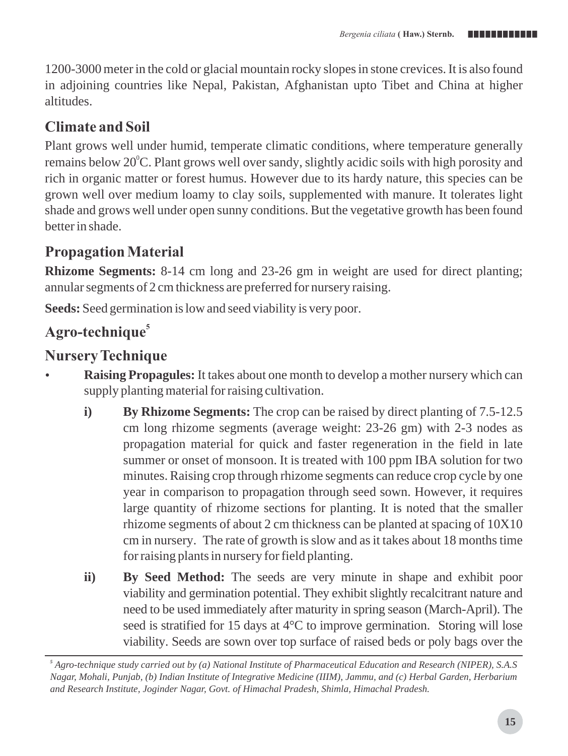1200-3000 meter in the cold or glacial mountain rocky slopes in stone crevices. It is also found in adjoining countries like Nepal, Pakistan, Afghanistan upto Tibet and China at higher altitudes.

## Climate and Soil

Plant grows well under humid, temperate climatic conditions, where temperature generally remains below $20^0$C. Plant grows well over sandy, slightly acidic soils with high porosity and rich in organic matter or forest humus. However due to its hardy nature, this species can be grown well over medium loamy to clay soils, supplemented with manure. It tolerates light shade and grows well under open sunny conditions. But the vegetative growth has been found better in shade.

## Propagation Material

**Rhizome Segments:** 8-14 cm long and 23-26 gm in weight are used for direct planting; annular segments of 2 cm thickness are preferred for nursery raising.

**Seeds:** Seed germination is low and seed viability is very poor.

## Agro-technique[5]

## Nursery Technique

- **Raising Propagules:** It takes about one month to develop a mother nursery which can supply planting material for raising cultivation.

  **i)** **By Rhizome Segments:** The crop can be raised by direct planting of 7.5-12.5 cm long rhizome segments (average weight: 23-26 gm) with 2-3 nodes as propagation material for quick and faster regeneration in the field in late summer or onset of monsoon. It is treated with 100 ppm IBA solution for two minutes. Raising crop through rhizome segments can reduce crop cycle by one year in comparison to propagation through seed sown. However, it requires large quantity of rhizome sections for planting. It is noted that the smaller rhizome segments of about 2 cm thickness can be planted at spacing of 10X10 cm in nursery. The rate of growth is slow and as it takes about 18 months time for raising plants in nursery for field planting.

  **ii)** **By Seed Method:** The seeds are very minute in shape and exhibit poor viability and germination potential. They exhibit slightly recalcitrant nature and need to be used immediately after maturity in spring season (March-April). The seed is stratified for 15 days at 4°C to improve germination. Storing will lose viability. Seeds are sown over top surface of raised beds or poly bags over the

---

[5] *Agro-technique study carried out by (a) National Institute of Pharmaceutical Education and Research (NIPER), S.A.S Nagar, Mohali, Punjab, (b) Indian Institute of Integrative Medicine (IIIM), Jammu, and (c) Herbal Garden, Herbarium and Research Institute, Joginder Nagar, Govt. of Himachal Pradesh, Shimla, Himachal Pradesh.*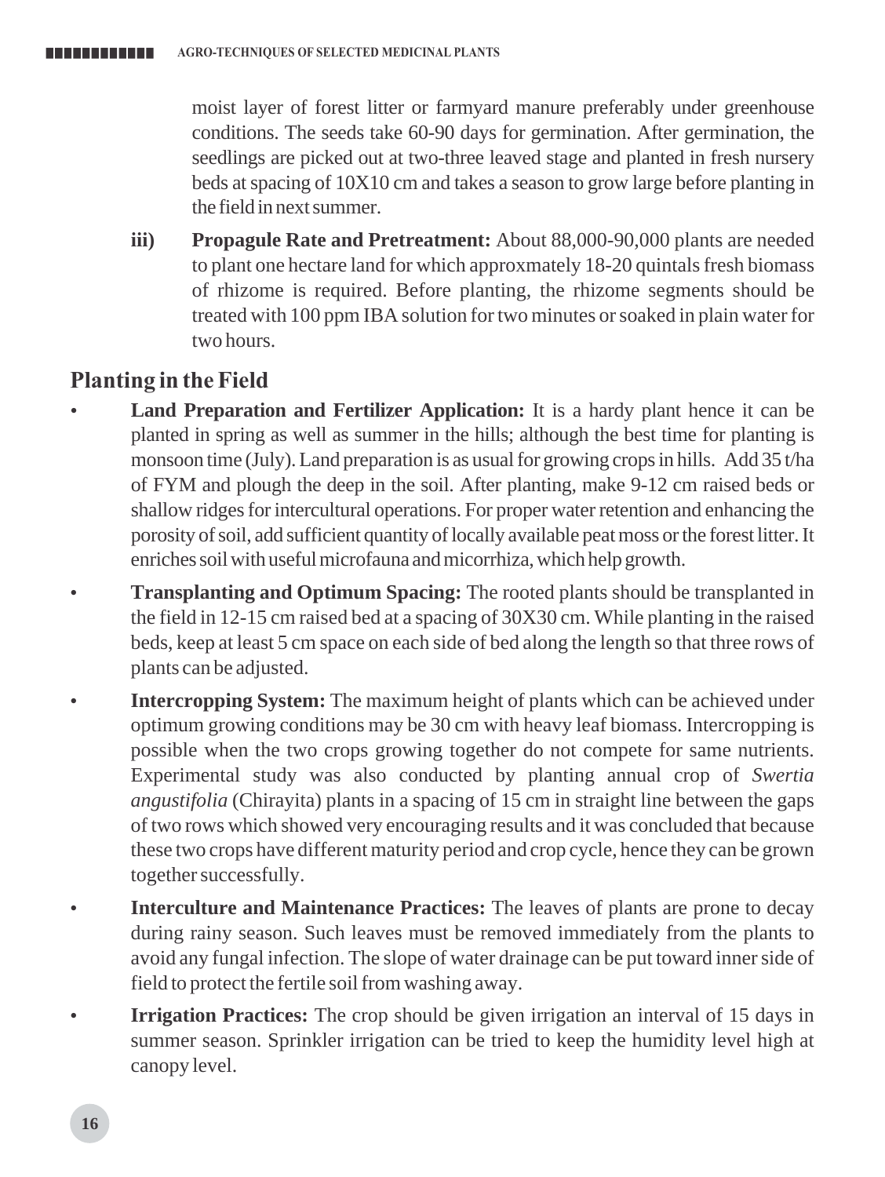moist layer of forest litter or farmyard manure preferably under greenhouse conditions. The seeds take 60-90 days for germination. After germination, the seedlings are picked out at two-three leaved stage and planted in fresh nursery beds at spacing of 10X10 cm and takes a season to grow large before planting in the field in next summer.

**iii) Propagule Rate and Pretreatment:** About 88,000-90,000 plants are needed to plant one hectare land for which approxmately 18-20 quintals fresh biomass of rhizome is required. Before planting, the rhizome segments should be treated with 100 ppm IBA solution for two minutes or soaked in plain water for two hours.

## Planting in the Field

- **Land Preparation and Fertilizer Application:** It is a hardy plant hence it can be planted in spring as well as summer in the hills; although the best time for planting is monsoon time (July). Land preparation is as usual for growing crops in hills. Add 35 t/ha of FYM and plough the deep in the soil. After planting, make 9-12 cm raised beds or shallow ridges for intercultural operations. For proper water retention and enhancing the porosity of soil, add sufficient quantity of locally available peat moss or the forest litter. It enriches soil with useful microfauna and micorrhiza, which help growth.
- **Transplanting and Optimum Spacing:** The rooted plants should be transplanted in the field in 12-15 cm raised bed at a spacing of 30X30 cm. While planting in the raised beds, keep at least 5 cm space on each side of bed along the length so that three rows of plants can be adjusted.
- **Intercropping System:** The maximum height of plants which can be achieved under optimum growing conditions may be 30 cm with heavy leaf biomass. Intercropping is possible when the two crops growing together do not compete for same nutrients. Experimental study was also conducted by planting annual crop of *Swertia angustifolia* (Chirayita) plants in a spacing of 15 cm in straight line between the gaps of two rows which showed very encouraging results and it was concluded that because these two crops have different maturity period and crop cycle, hence they can be grown together successfully.
- **Interculture and Maintenance Practices:** The leaves of plants are prone to decay during rainy season. Such leaves must be removed immediately from the plants to avoid any fungal infection. The slope of water drainage can be put toward inner side of field to protect the fertile soil from washing away.
- **Irrigation Practices:** The crop should be given irrigation an interval of 15 days in summer season. Sprinkler irrigation can be tried to keep the humidity level high at canopy level.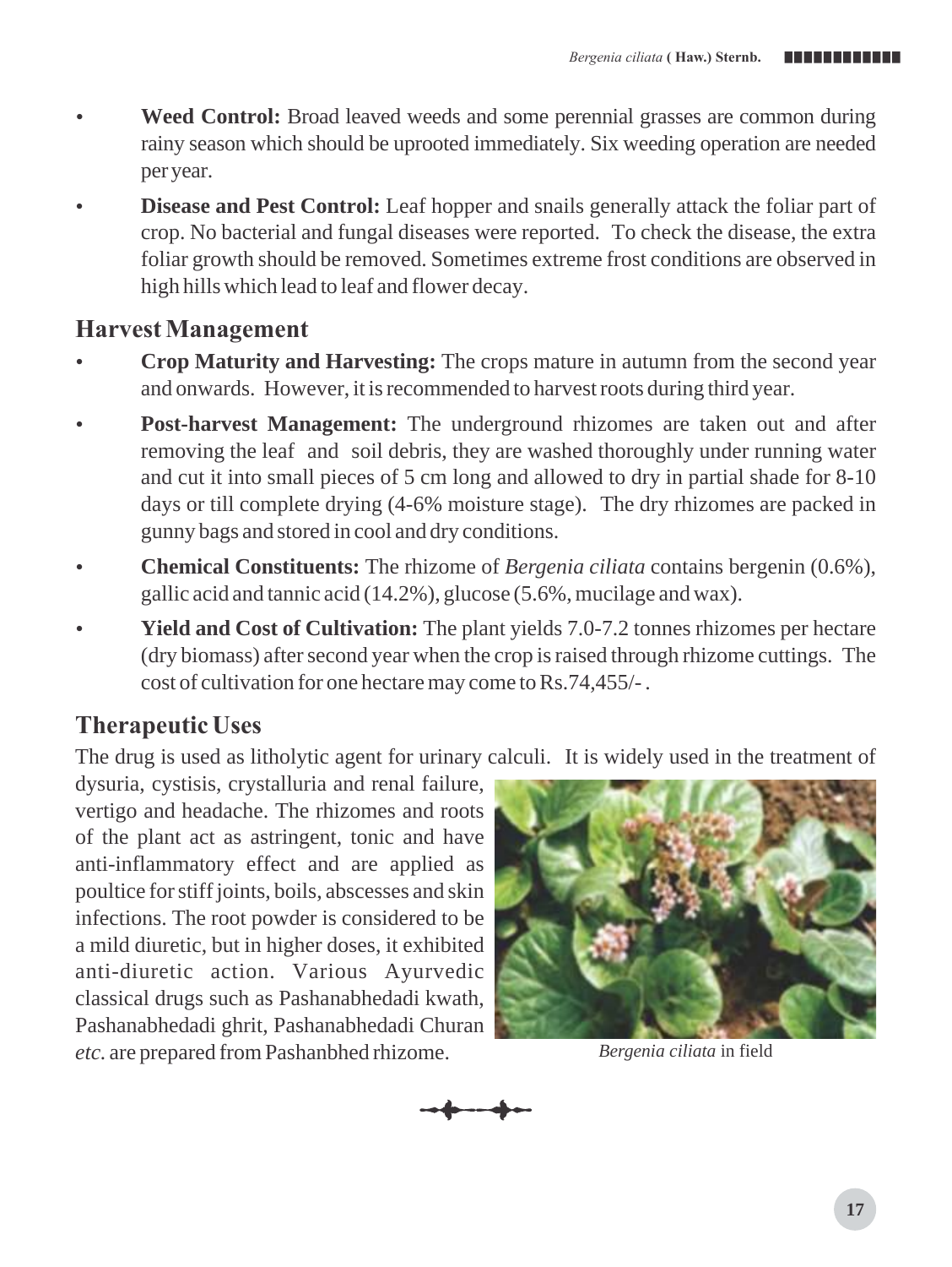- **Weed Control:** Broad leaved weeds and some perennial grasses are common during rainy season which should be uprooted immediately. Six weeding operation are needed per year.
- **Disease and Pest Control:** Leaf hopper and snails generally attack the foliar part of crop. No bacterial and fungal diseases were reported. To check the disease, the extra foliar growth should be removed. Sometimes extreme frost conditions are observed in high hills which lead to leaf and flower decay.

## Harvest Management

- **Crop Maturity and Harvesting:** The crops mature in autumn from the second year and onwards. However, it is recommended to harvest roots during third year.
- **Post-harvest Management:** The underground rhizomes are taken out and after removing the leaf and soil debris, they are washed thoroughly under running water and cut it into small pieces of 5 cm long and allowed to dry in partial shade for 8-10 days or till complete drying (4-6% moisture stage). The dry rhizomes are packed in gunny bags and stored in cool and dry conditions.
- **Chemical Constituents:** The rhizome of *Bergenia ciliata* contains bergenin (0.6%), gallic acid and tannic acid (14.2%), glucose (5.6%, mucilage and wax).
- **Yield and Cost of Cultivation:** The plant yields 7.0-7.2 tonnes rhizomes per hectare (dry biomass) after second year when the crop is raised through rhizome cuttings. The cost of cultivation for one hectare may come to Rs.74,455/- .

## Therapeutic Uses

The drug is used as litholytic agent for urinary calculi. It is widely used in the treatment of dysuria, cystisis, crystalluria and renal failure, vertigo and headache. The rhizomes and roots of the plant act as astringent, tonic and have anti-inflammatory effect and are applied as poultice for stiff joints, boils, abscesses and skin infections. The root powder is considered to be a mild diuretic, but in higher doses, it exhibited anti-diuretic action. Various Ayurvedic classical drugs such as Pashanabhedadi kwath, Pashanabhedadi ghrit, Pashanabhedadi Churan *etc.* are prepared from Pashanbhed rhizome.

*Bergenia ciliata* in field